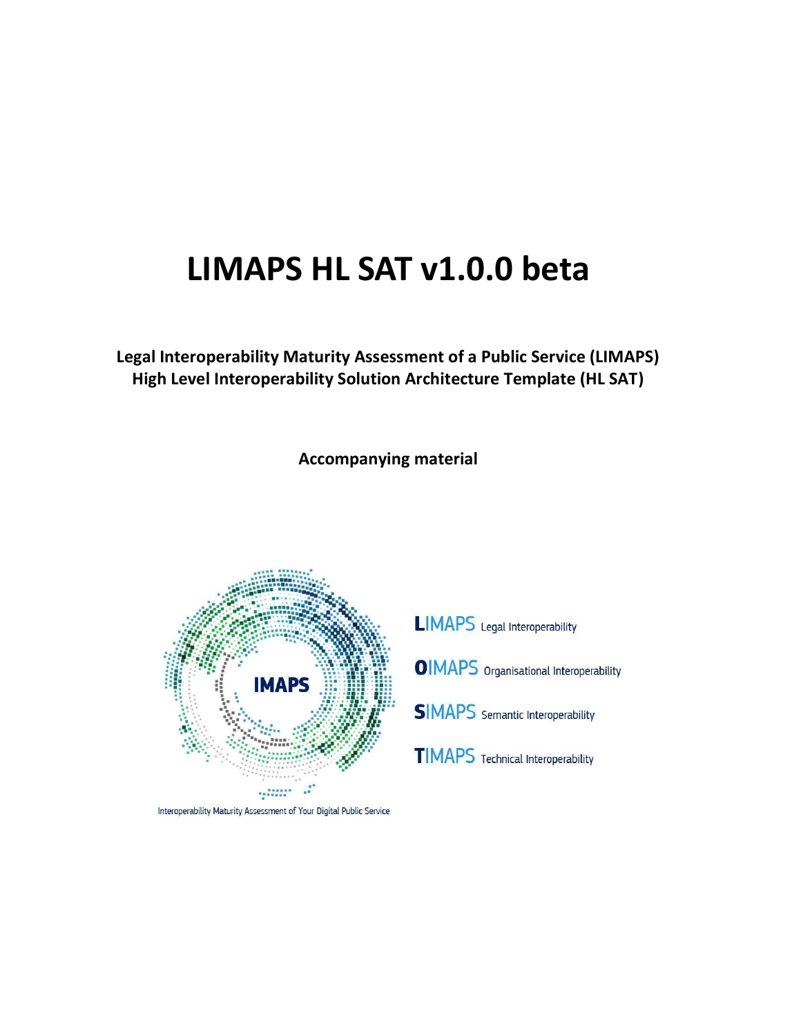# LIMAPS HL SAT v1.0.0 beta

**Legal Interoperability Maturity Assessment of a Public Service (LIMAPS)**
**High Level Interoperability Solution Architecture Template (HL SAT)**

**Accompanying material**

IMAPS

Interoperability Maturity Assessment of Your Digital Public Service

**L**IMAPS Legal Interoperability

**O**IMAPS Organisational Interoperability

**S**IMAPS Semantic Interoperability

**T**IMAPS Technical Interoperability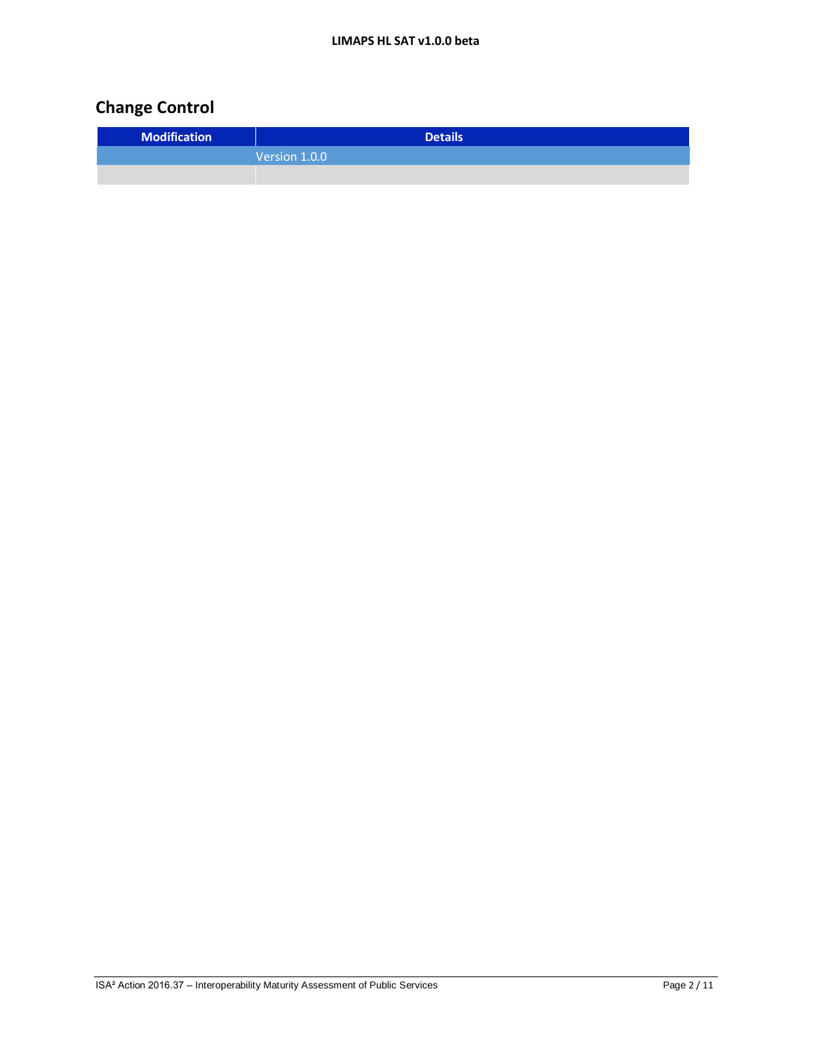## Change Control

| Modification | Details |
| --- | --- |
| Version 1.0.0 | |
| | |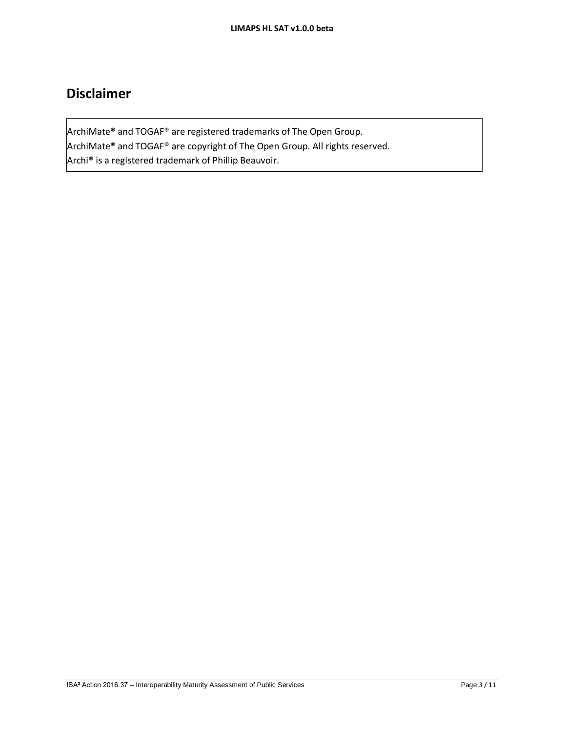# Disclaimer

ArchiMate® and TOGAF® are registered trademarks of The Open Group.
ArchiMate® and TOGAF® are copyright of The Open Group. All rights reserved.
Archi® is a registered trademark of Phillip Beauvoir.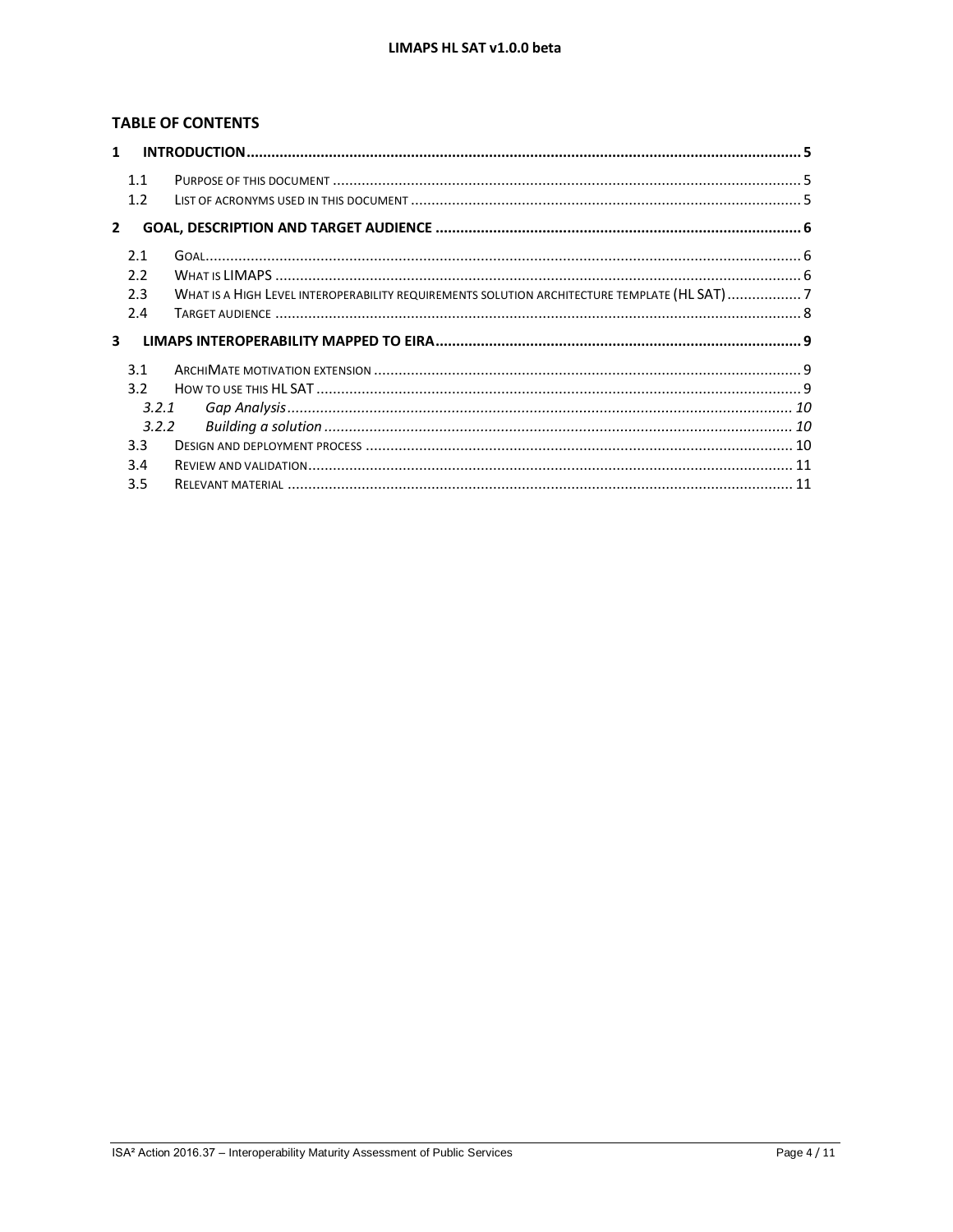**TABLE OF CONTENTS**

1 INTRODUCTION ..... 5
 1.1 PURPOSE OF THIS DOCUMENT ..... 5
 1.2 LIST OF ACRONYMS USED IN THIS DOCUMENT ..... 5
2 GOAL, DESCRIPTION AND TARGET AUDIENCE ..... 6
 2.1 GOAL ..... 6
 2.2 WHAT IS LIMAPS ..... 6
 2.3 WHAT IS A HIGH LEVEL INTEROPERABILITY REQUIREMENTS SOLUTION ARCHITECTURE TEMPLATE (HL SAT) ..... 7
 2.4 TARGET AUDIENCE ..... 8
3 LIMAPS INTEROPERABILITY MAPPED TO EIRA ..... 9
 3.1 ARCHIMATE MOTIVATION EXTENSION ..... 9
 3.2 HOW TO USE THIS HL SAT ..... 9
  *3.2.1 Gap Analysis ..... 10*
  *3.2.2 Building a solution ..... 10*
 3.3 DESIGN AND DEPLOYMENT PROCESS ..... 10
 3.4 REVIEW AND VALIDATION ..... 11
 3.5 RELEVANT MATERIAL ..... 11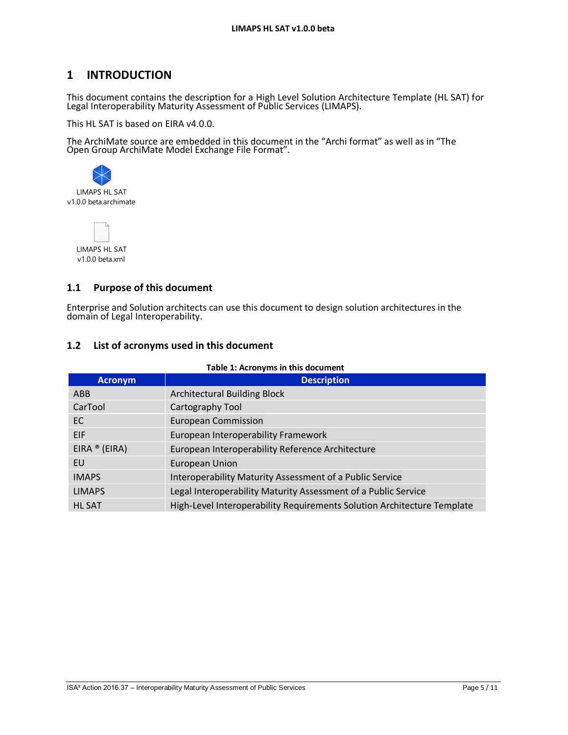# 1 INTRODUCTION

This document contains the description for a High Level Solution Architecture Template (HL SAT) for Legal Interoperability Maturity Assessment of Public Services (LIMAPS).

This HL SAT is based on EIRA v4.0.0.

The ArchiMate source are embedded in this document in the “Archi format” as well as in “The Open Group ArchiMate Model Exchange File Format”.

LIMAPS HL SAT v1.0.0 beta.archimate

LIMAPS HL SAT v1.0.0 beta.xml

## 1.1 Purpose of this document

Enterprise and Solution architects can use this document to design solution architectures in the domain of Legal Interoperability.

## 1.2 List of acronyms used in this document

**Table 1: Acronyms in this document**

| Acronym | Description |
|---|---|
| ABB | Architectural Building Block |
| CarTool | Cartography Tool |
| EC | European Commission |
| EIF | European Interoperability Framework |
| EIRA ® (EIRA) | European Interoperability Reference Architecture |
| EU | European Union |
| IMAPS | Interoperability Maturity Assessment of a Public Service |
| LIMAPS | Legal Interoperability Maturity Assessment of a Public Service |
| HL SAT | High-Level Interoperability Requirements Solution Architecture Template |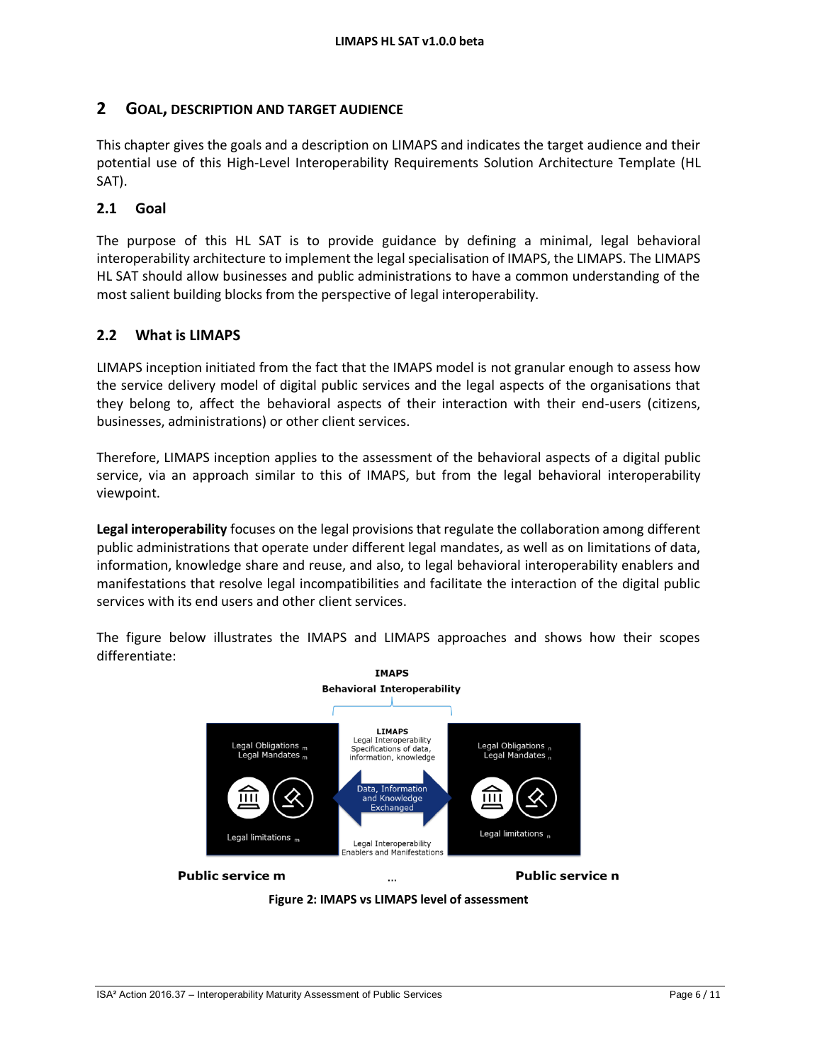## 2 GOAL, DESCRIPTION AND TARGET AUDIENCE

This chapter gives the goals and a description on LIMAPS and indicates the target audience and their potential use of this High-Level Interoperability Requirements Solution Architecture Template (HL SAT).

### 2.1 Goal

The purpose of this HL SAT is to provide guidance by defining a minimal, legal behavioral interoperability architecture to implement the legal specialisation of IMAPS, the LIMAPS. The LIMAPS HL SAT should allow businesses and public administrations to have a common understanding of the most salient building blocks from the perspective of legal interoperability.

### 2.2 What is LIMAPS

LIMAPS inception initiated from the fact that the IMAPS model is not granular enough to assess how the service delivery model of digital public services and the legal aspects of the organisations that they belong to, affect the behavioral aspects of their interaction with their end-users (citizens, businesses, administrations) or other client services.

Therefore, LIMAPS inception applies to the assessment of the behavioral aspects of a digital public service, via an approach similar to this of IMAPS, but from the legal behavioral interoperability viewpoint.

**Legal interoperability** focuses on the legal provisions that regulate the collaboration among different public administrations that operate under different legal mandates, as well as on limitations of data, information, knowledge share and reuse, and also, to legal behavioral interoperability enablers and manifestations that resolve legal incompatibilities and facilitate the interaction of the digital public services with its end users and other client services.

The figure below illustrates the IMAPS and LIMAPS approaches and shows how their scopes differentiate:

IMAPS
Behavioral Interoperability

Legal Obligations $_m$
Legal Mandates $_m$
Legal limitations $_m$

LIMAPS
Legal Interoperability Specifications of data, information, knowledge
Data, Information and Knowledge Exchanged
Legal Interoperability Enablers and Manifestations

Legal Obligations $_n$
Legal Mandates $_n$
Legal limitations $_n$

**Public service m** ... **Public service n**

**Figure 2: IMAPS vs LIMAPS level of assessment**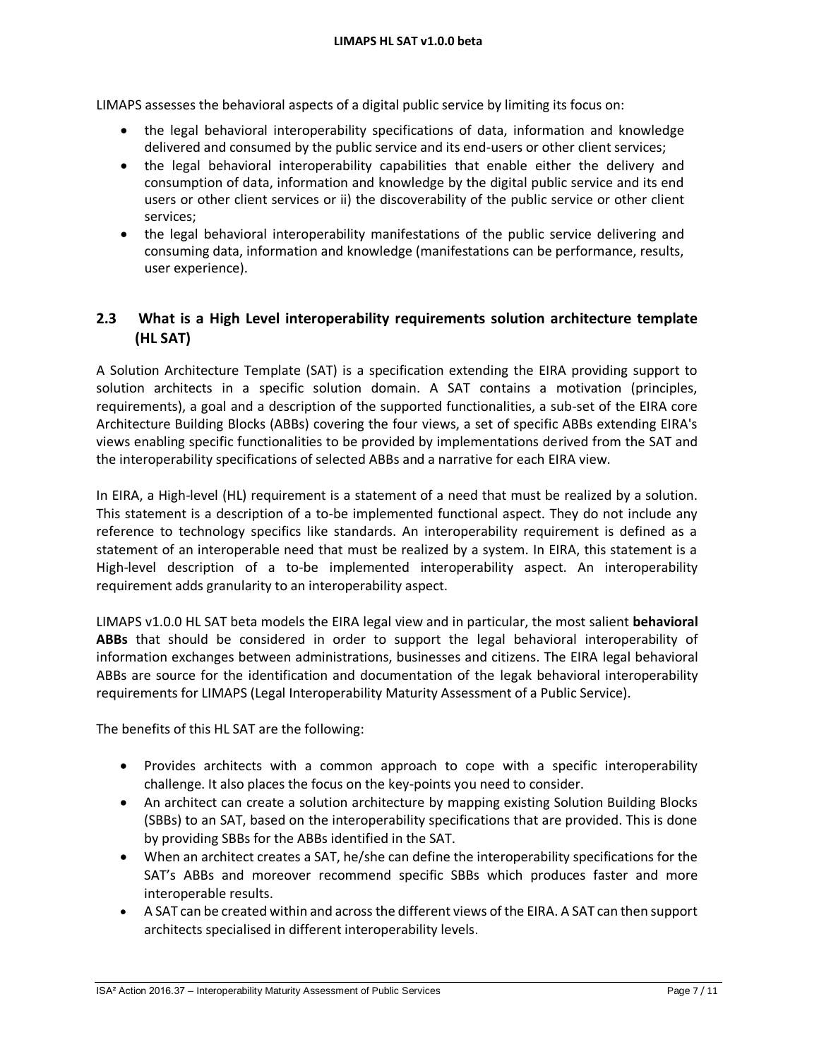LIMAPS assesses the behavioral aspects of a digital public service by limiting its focus on:

- the legal behavioral interoperability specifications of data, information and knowledge delivered and consumed by the public service and its end-users or other client services;
- the legal behavioral interoperability capabilities that enable either the delivery and consumption of data, information and knowledge by the digital public service and its end users or other client services or ii) the discoverability of the public service or other client services;
- the legal behavioral interoperability manifestations of the public service delivering and consuming data, information and knowledge (manifestations can be performance, results, user experience).

## 2.3 What is a High Level interoperability requirements solution architecture template (HL SAT)

A Solution Architecture Template (SAT) is a specification extending the EIRA providing support to solution architects in a specific solution domain. A SAT contains a motivation (principles, requirements), a goal and a description of the supported functionalities, a sub-set of the EIRA core Architecture Building Blocks (ABBs) covering the four views, a set of specific ABBs extending EIRA's views enabling specific functionalities to be provided by implementations derived from the SAT and the interoperability specifications of selected ABBs and a narrative for each EIRA view.

In EIRA, a High-level (HL) requirement is a statement of a need that must be realized by a solution. This statement is a description of a to-be implemented functional aspect. They do not include any reference to technology specifics like standards. An interoperability requirement is defined as a statement of an interoperable need that must be realized by a system. In EIRA, this statement is a High-level description of a to-be implemented interoperability aspect. An interoperability requirement adds granularity to an interoperability aspect.

LIMAPS v1.0.0 HL SAT beta models the EIRA legal view and in particular, the most salient **behavioral ABBs** that should be considered in order to support the legal behavioral interoperability of information exchanges between administrations, businesses and citizens. The EIRA legal behavioral ABBs are source for the identification and documentation of the legak behavioral interoperability requirements for LIMAPS (Legal Interoperability Maturity Assessment of a Public Service).

The benefits of this HL SAT are the following:

- Provides architects with a common approach to cope with a specific interoperability challenge. It also places the focus on the key-points you need to consider.
- An architect can create a solution architecture by mapping existing Solution Building Blocks (SBBs) to an SAT, based on the interoperability specifications that are provided. This is done by providing SBBs for the ABBs identified in the SAT.
- When an architect creates a SAT, he/she can define the interoperability specifications for the SAT's ABBs and moreover recommend specific SBBs which produces faster and more interoperable results.
- A SAT can be created within and across the different views of the EIRA. A SAT can then support architects specialised in different interoperability levels.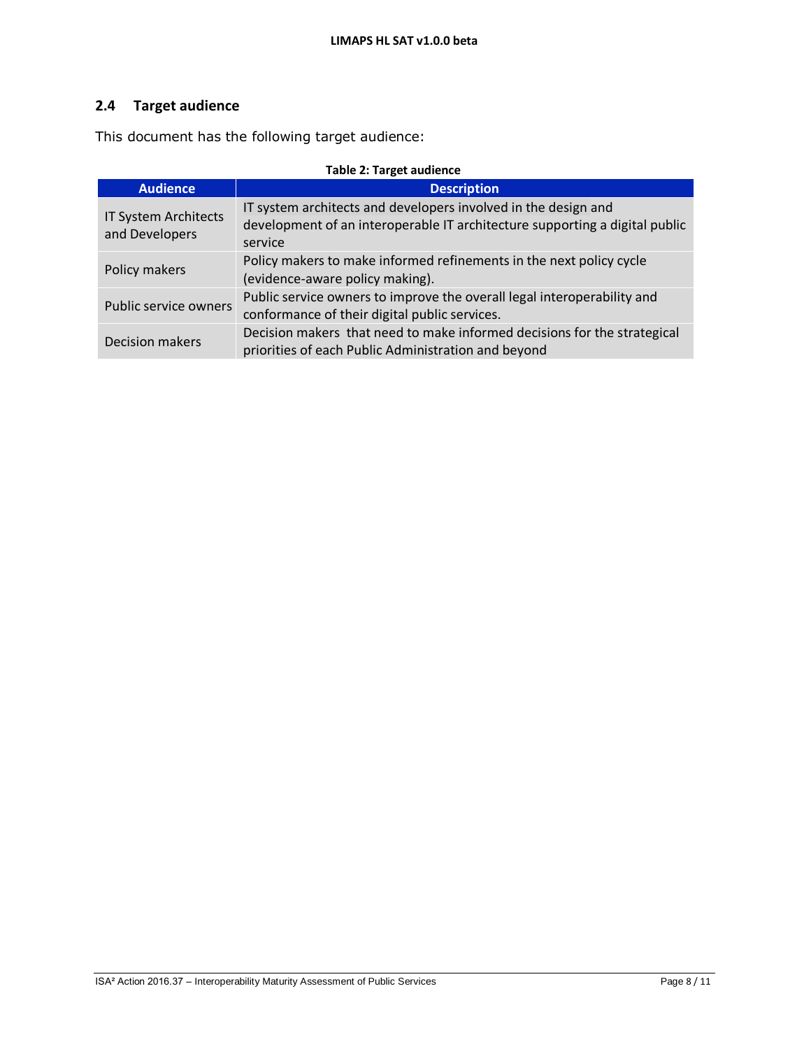## 2.4 Target audience

This document has the following target audience:

**Table 2: Target audience**

| Audience | Description |
|---|---|
| IT System Architects and Developers | IT system architects and developers involved in the design and development of an interoperable IT architecture supporting a digital public service |
| Policy makers | Policy makers to make informed refinements in the next policy cycle (evidence-aware policy making). |
| Public service owners | Public service owners to improve the overall legal interoperability and conformance of their digital public services. |
| Decision makers | Decision makers that need to make informed decisions for the strategical priorities of each Public Administration and beyond |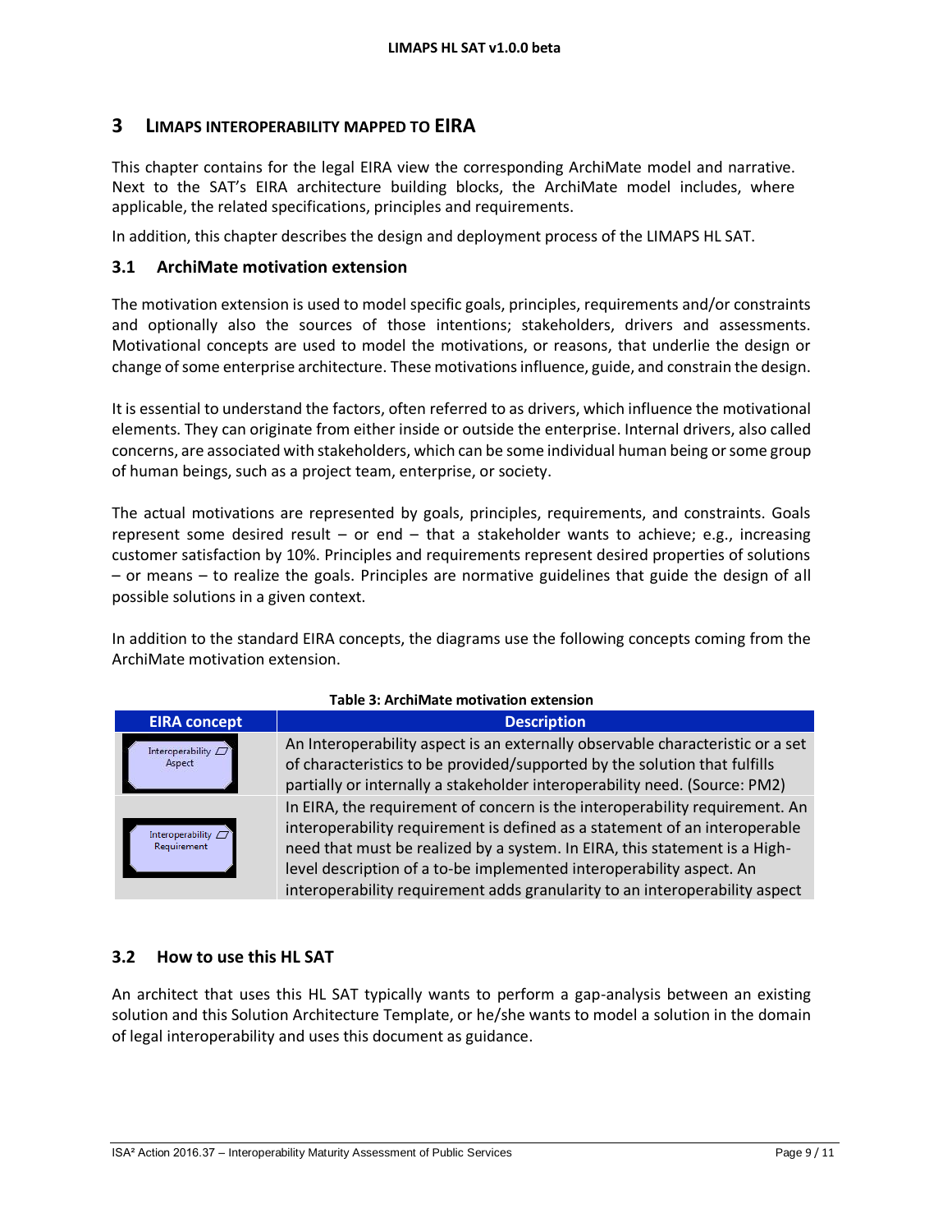# 3 LIMAPS INTEROPERABILITY MAPPED TO EIRA

This chapter contains for the legal EIRA view the corresponding ArchiMate model and narrative. Next to the SAT's EIRA architecture building blocks, the ArchiMate model includes, where applicable, the related specifications, principles and requirements.

In addition, this chapter describes the design and deployment process of the LIMAPS HL SAT.

## 3.1 ArchiMate motivation extension

The motivation extension is used to model specific goals, principles, requirements and/or constraints and optionally also the sources of those intentions; stakeholders, drivers and assessments. Motivational concepts are used to model the motivations, or reasons, that underlie the design or change of some enterprise architecture. These motivations influence, guide, and constrain the design.

It is essential to understand the factors, often referred to as drivers, which influence the motivational elements. They can originate from either inside or outside the enterprise. Internal drivers, also called concerns, are associated with stakeholders, which can be some individual human being or some group of human beings, such as a project team, enterprise, or society.

The actual motivations are represented by goals, principles, requirements, and constraints. Goals represent some desired result – or end – that a stakeholder wants to achieve; e.g., increasing customer satisfaction by 10%. Principles and requirements represent desired properties of solutions – or means – to realize the goals. Principles are normative guidelines that guide the design of all possible solutions in a given context.

In addition to the standard EIRA concepts, the diagrams use the following concepts coming from the ArchiMate motivation extension.

**Table 3: ArchiMate motivation extension**

| EIRA concept | Description |
| --- | --- |
| Interoperability Aspect | An Interoperability aspect is an externally observable characteristic or a set of characteristics to be provided/supported by the solution that fulfills partially or internally a stakeholder interoperability need. (Source: PM2) |
| Interoperability Requirement | In EIRA, the requirement of concern is the interoperability requirement. An interoperability requirement is defined as a statement of an interoperable need that must be realized by a system. In EIRA, this statement is a High-level description of a to-be implemented interoperability aspect. An interoperability requirement adds granularity to an interoperability aspect |

## 3.2 How to use this HL SAT

An architect that uses this HL SAT typically wants to perform a gap-analysis between an existing solution and this Solution Architecture Template, or he/she wants to model a solution in the domain of legal interoperability and uses this document as guidance.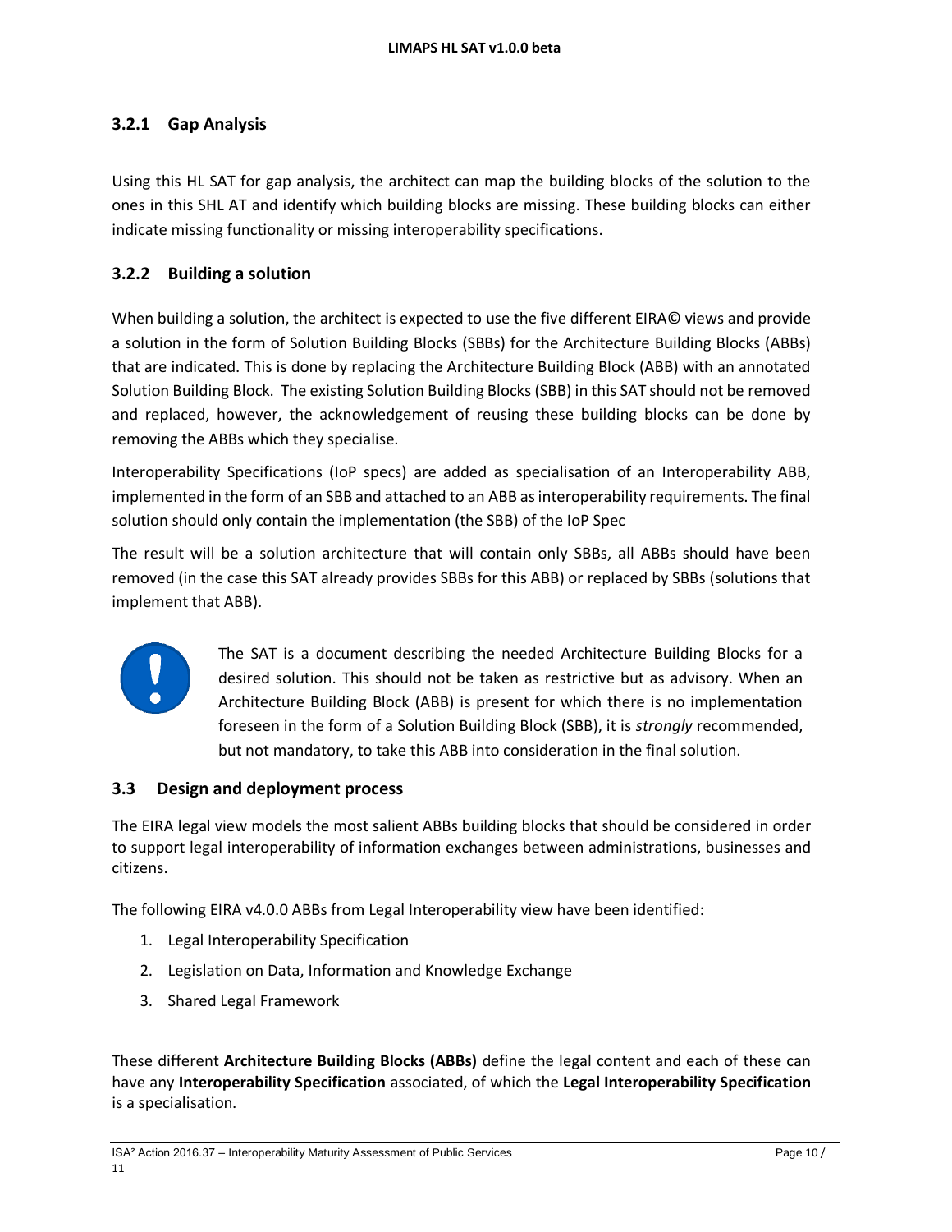### 3.2.1 Gap Analysis

Using this HL SAT for gap analysis, the architect can map the building blocks of the solution to the ones in this SHL AT and identify which building blocks are missing. These building blocks can either indicate missing functionality or missing interoperability specifications.

### 3.2.2 Building a solution

When building a solution, the architect is expected to use the five different EIRA© views and provide a solution in the form of Solution Building Blocks (SBBs) for the Architecture Building Blocks (ABBs) that are indicated. This is done by replacing the Architecture Building Block (ABB) with an annotated Solution Building Block. The existing Solution Building Blocks (SBB) in this SAT should not be removed and replaced, however, the acknowledgement of reusing these building blocks can be done by removing the ABBs which they specialise.

Interoperability Specifications (IoP specs) are added as specialisation of an Interoperability ABB, implemented in the form of an SBB and attached to an ABB as interoperability requirements. The final solution should only contain the implementation (the SBB) of the IoP Spec

The result will be a solution architecture that will contain only SBBs, all ABBs should have been removed (in the case this SAT already provides SBBs for this ABB) or replaced by SBBs (solutions that implement that ABB).

The SAT is a document describing the needed Architecture Building Blocks for a desired solution. This should not be taken as restrictive but as advisory. When an Architecture Building Block (ABB) is present for which there is no implementation foreseen in the form of a Solution Building Block (SBB), it is *strongly* recommended, but not mandatory, to take this ABB into consideration in the final solution.

## 3.3 Design and deployment process

The EIRA legal view models the most salient ABBs building blocks that should be considered in order to support legal interoperability of information exchanges between administrations, businesses and citizens.

The following EIRA v4.0.0 ABBs from Legal Interoperability view have been identified:

1. Legal Interoperability Specification
2. Legislation on Data, Information and Knowledge Exchange
3. Shared Legal Framework

These different **Architecture Building Blocks (ABBs)** define the legal content and each of these can have any **Interoperability Specification** associated, of which the **Legal Interoperability Specification** is a specialisation.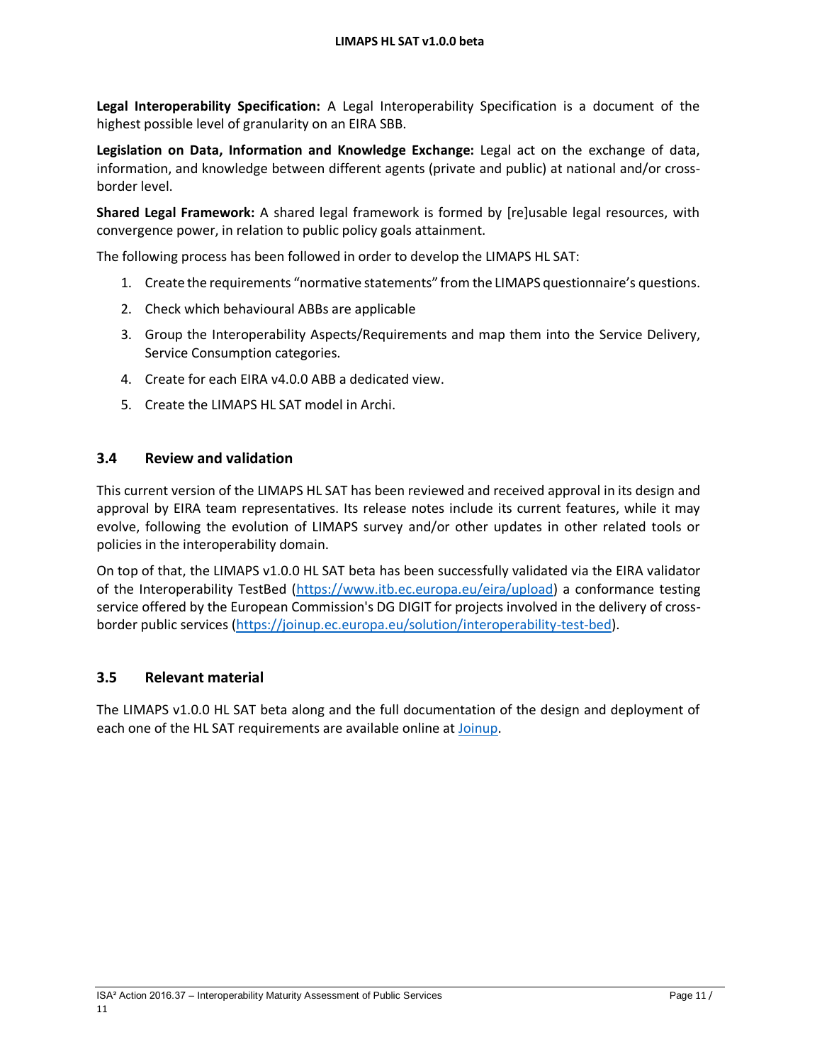**Legal Interoperability Specification:** A Legal Interoperability Specification is a document of the highest possible level of granularity on an EIRA SBB.

**Legislation on Data, Information and Knowledge Exchange:** Legal act on the exchange of data, information, and knowledge between different agents (private and public) at national and/or cross-border level.

**Shared Legal Framework:** A shared legal framework is formed by [re]usable legal resources, with convergence power, in relation to public policy goals attainment.

The following process has been followed in order to develop the LIMAPS HL SAT:

1. Create the requirements "normative statements" from the LIMAPS questionnaire's questions.
2. Check which behavioural ABBs are applicable
3. Group the Interoperability Aspects/Requirements and map them into the Service Delivery, Service Consumption categories.
4. Create for each EIRA v4.0.0 ABB a dedicated view.
5. Create the LIMAPS HL SAT model in Archi.

## 3.4 Review and validation

This current version of the LIMAPS HL SAT has been reviewed and received approval in its design and approval by EIRA team representatives. Its release notes include its current features, while it may evolve, following the evolution of LIMAPS survey and/or other updates in other related tools or policies in the interoperability domain.

On top of that, the LIMAPS v1.0.0 HL SAT beta has been successfully validated via the EIRA validator of the Interoperability TestBed (https://www.itb.ec.europa.eu/eira/upload) a conformance testing service offered by the European Commission's DG DIGIT for projects involved in the delivery of cross-border public services (https://joinup.ec.europa.eu/solution/interoperability-test-bed).

## 3.5 Relevant material

The LIMAPS v1.0.0 HL SAT beta along and the full documentation of the design and deployment of each one of the HL SAT requirements are available online at Joinup.